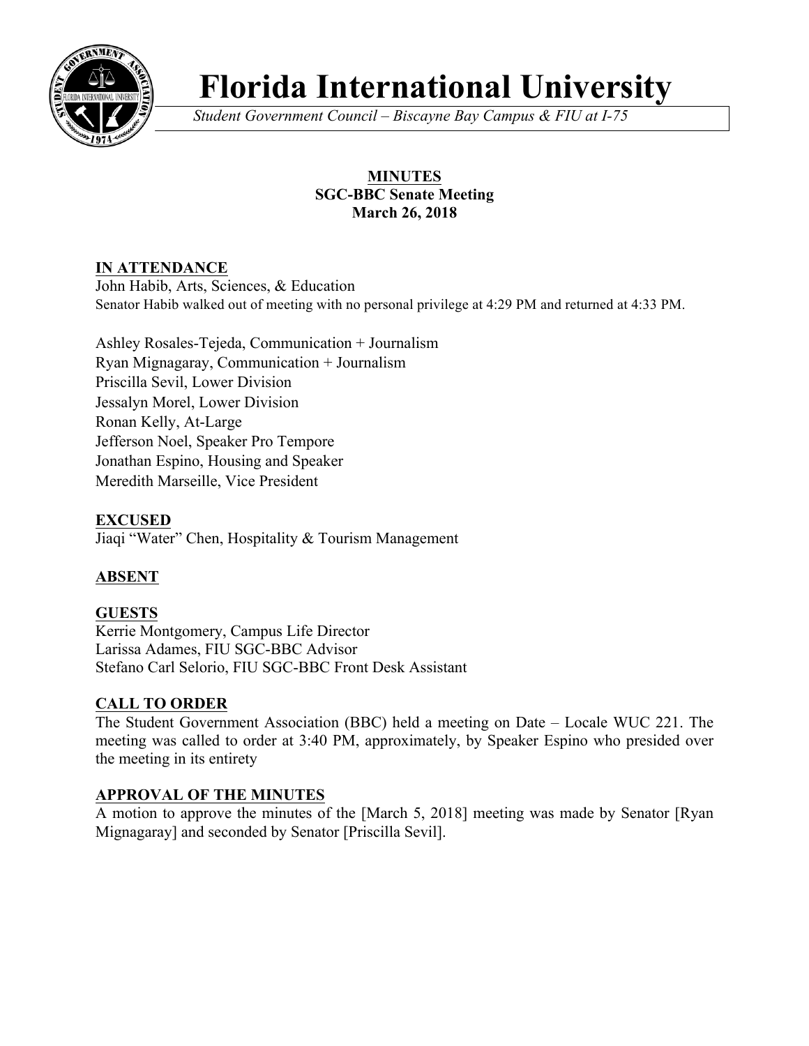# Florida International University

*Student Government Council – Biscayne Bay Campus & FIU at I-75*

**MINUTES**
**SGC-BBC Senate Meeting**
**March 26, 2018**

## IN ATTENDANCE

John Habib, Arts, Sciences, & Education
Senator Habib walked out of meeting with no personal privilege at 4:29 PM and returned at 4:33 PM.

Ashley Rosales-Tejeda, Communication + Journalism
Ryan Mignagaray, Communication + Journalism
Priscilla Sevil, Lower Division
Jessalyn Morel, Lower Division
Ronan Kelly, At-Large
Jefferson Noel, Speaker Pro Tempore
Jonathan Espino, Housing and Speaker
Meredith Marseille, Vice President

## EXCUSED

Jiaqi "Water" Chen, Hospitality & Tourism Management

## ABSENT

## GUESTS

Kerrie Montgomery, Campus Life Director
Larissa Adames, FIU SGC-BBC Advisor
Stefano Carl Selorio, FIU SGC-BBC Front Desk Assistant

## CALL TO ORDER

The Student Government Association (BBC) held a meeting on Date – Locale WUC 221. The meeting was called to order at 3:40 PM, approximately, by Speaker Espino who presided over the meeting in its entirety

## APPROVAL OF THE MINUTES

A motion to approve the minutes of the [March 5, 2018] meeting was made by Senator [Ryan Mignagaray] and seconded by Senator [Priscilla Sevil].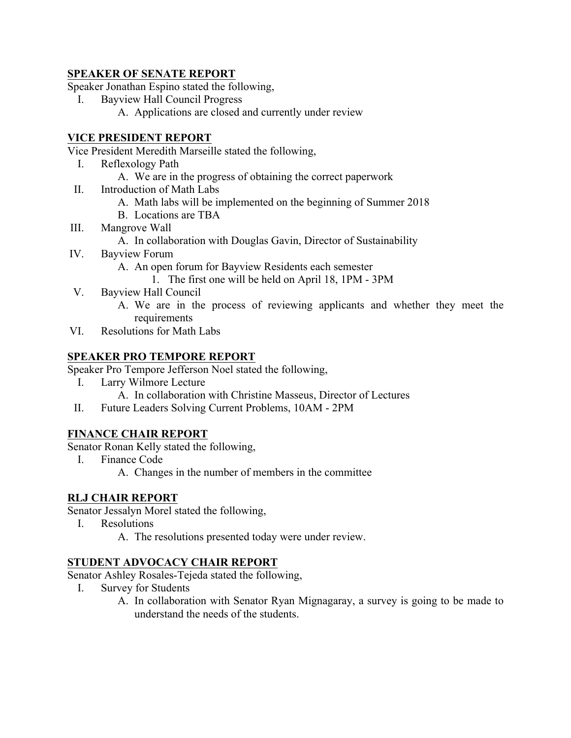**SPEAKER OF SENATE REPORT**

Speaker Jonathan Espino stated the following,

I. Bayview Hall Council Progress
   A. Applications are closed and currently under review

**VICE PRESIDENT REPORT**

Vice President Meredith Marseille stated the following,

I. Reflexology Path
   A. We are in the progress of obtaining the correct paperwork
II. Introduction of Math Labs
   A. Math labs will be implemented on the beginning of Summer 2018
   B. Locations are TBA
III. Mangrove Wall
   A. In collaboration with Douglas Gavin, Director of Sustainability
IV. Bayview Forum
   A. An open forum for Bayview Residents each semester
      1. The first one will be held on April 18, 1PM - 3PM
V. Bayview Hall Council
   A. We are in the process of reviewing applicants and whether they meet the requirements
VI. Resolutions for Math Labs

**SPEAKER PRO TEMPORE REPORT**

Speaker Pro Tempore Jefferson Noel stated the following,

I. Larry Wilmore Lecture
   A. In collaboration with Christine Masseus, Director of Lectures
II. Future Leaders Solving Current Problems, 10AM - 2PM

**FINANCE CHAIR REPORT**

Senator Ronan Kelly stated the following,

I. Finance Code
   A. Changes in the number of members in the committee

**RLJ CHAIR REPORT**

Senator Jessalyn Morel stated the following,

I. Resolutions
   A. The resolutions presented today were under review.

**STUDENT ADVOCACY CHAIR REPORT**

Senator Ashley Rosales-Tejeda stated the following,

I. Survey for Students
   A. In collaboration with Senator Ryan Mignagaray, a survey is going to be made to understand the needs of the students.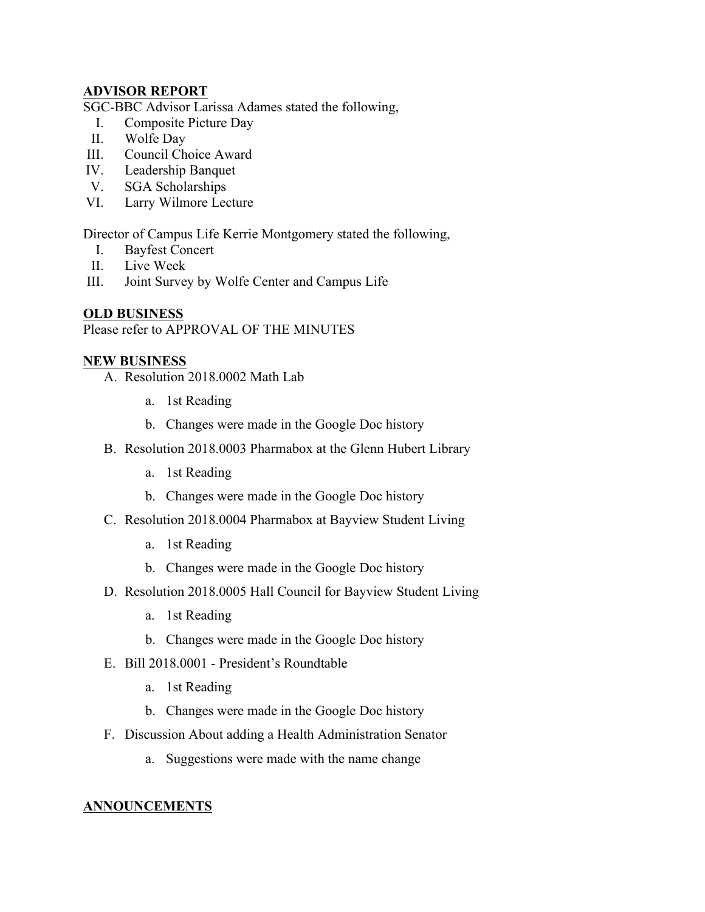**ADVISOR REPORT**

SGC-BBC Advisor Larissa Adames stated the following,

I. Composite Picture Day
II. Wolfe Day
III. Council Choice Award
IV. Leadership Banquet
V. SGA Scholarships
VI. Larry Wilmore Lecture

Director of Campus Life Kerrie Montgomery stated the following,

I. Bayfest Concert
II. Live Week
III. Joint Survey by Wolfe Center and Campus Life

**OLD BUSINESS**

Please refer to APPROVAL OF THE MINUTES

**NEW BUSINESS**

A. Resolution 2018.0002 Math Lab
    a. 1st Reading
    b. Changes were made in the Google Doc history
B. Resolution 2018.0003 Pharmabox at the Glenn Hubert Library
    a. 1st Reading
    b. Changes were made in the Google Doc history
C. Resolution 2018.0004 Pharmabox at Bayview Student Living
    a. 1st Reading
    b. Changes were made in the Google Doc history
D. Resolution 2018.0005 Hall Council for Bayview Student Living
    a. 1st Reading
    b. Changes were made in the Google Doc history
E. Bill 2018.0001 - President's Roundtable
    a. 1st Reading
    b. Changes were made in the Google Doc history
F. Discussion About adding a Health Administration Senator
    a. Suggestions were made with the name change

**ANNOUNCEMENTS**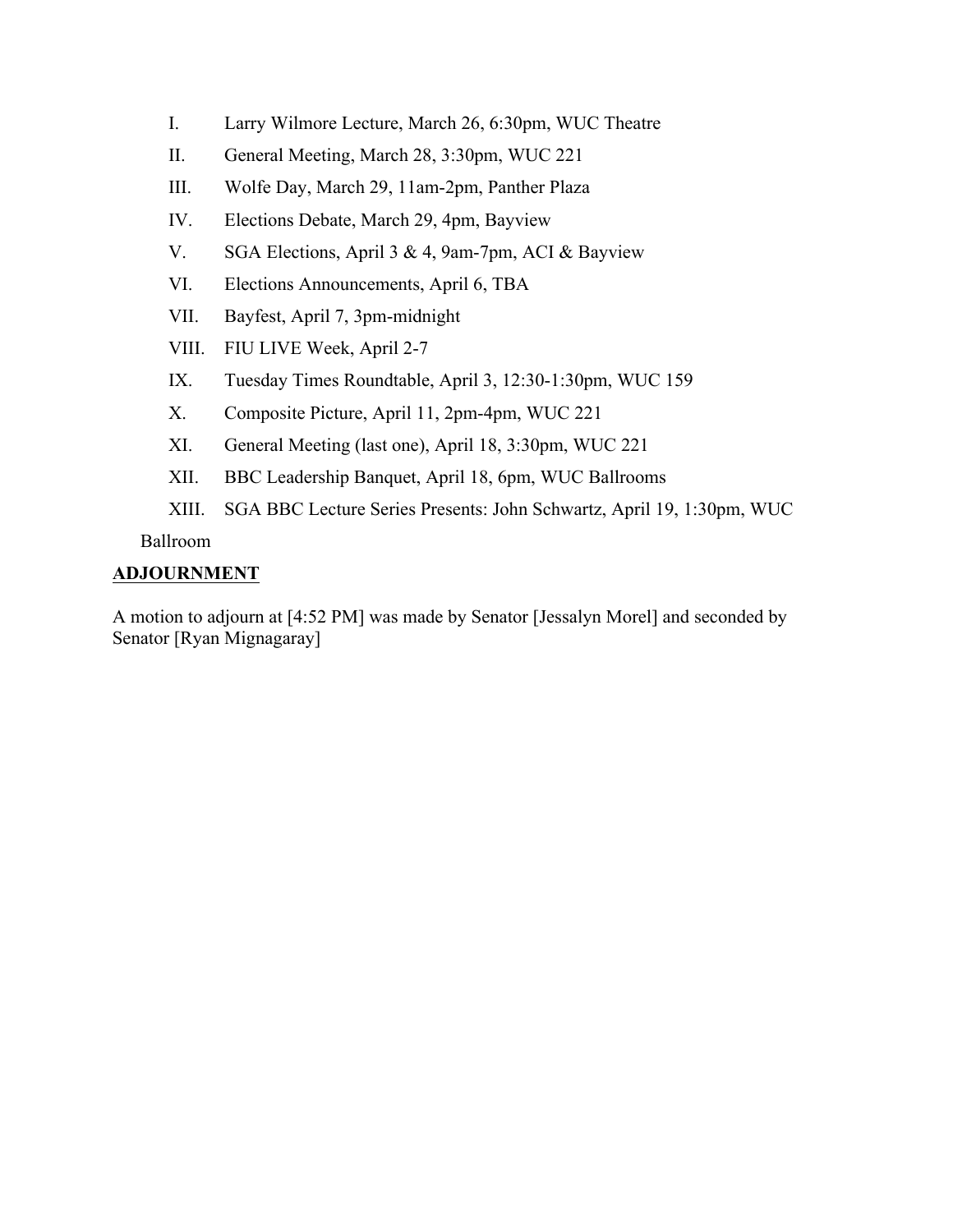I. Larry Wilmore Lecture, March 26, 6:30pm, WUC Theatre

II. General Meeting, March 28, 3:30pm, WUC 221

III. Wolfe Day, March 29, 11am-2pm, Panther Plaza

IV. Elections Debate, March 29, 4pm, Bayview

V. SGA Elections, April 3 & 4, 9am-7pm, ACI & Bayview

VI. Elections Announcements, April 6, TBA

VII. Bayfest, April 7, 3pm-midnight

VIII. FIU LIVE Week, April 2-7

IX. Tuesday Times Roundtable, April 3, 12:30-1:30pm, WUC 159

X. Composite Picture, April 11, 2pm-4pm, WUC 221

XI. General Meeting (last one), April 18, 3:30pm, WUC 221

XII. BBC Leadership Banquet, April 18, 6pm, WUC Ballrooms

XIII. SGA BBC Lecture Series Presents: John Schwartz, April 19, 1:30pm, WUC Ballroom

**ADJOURNMENT**

A motion to adjourn at [4:52 PM] was made by Senator [Jessalyn Morel] and seconded by Senator [Ryan Mignagaray]